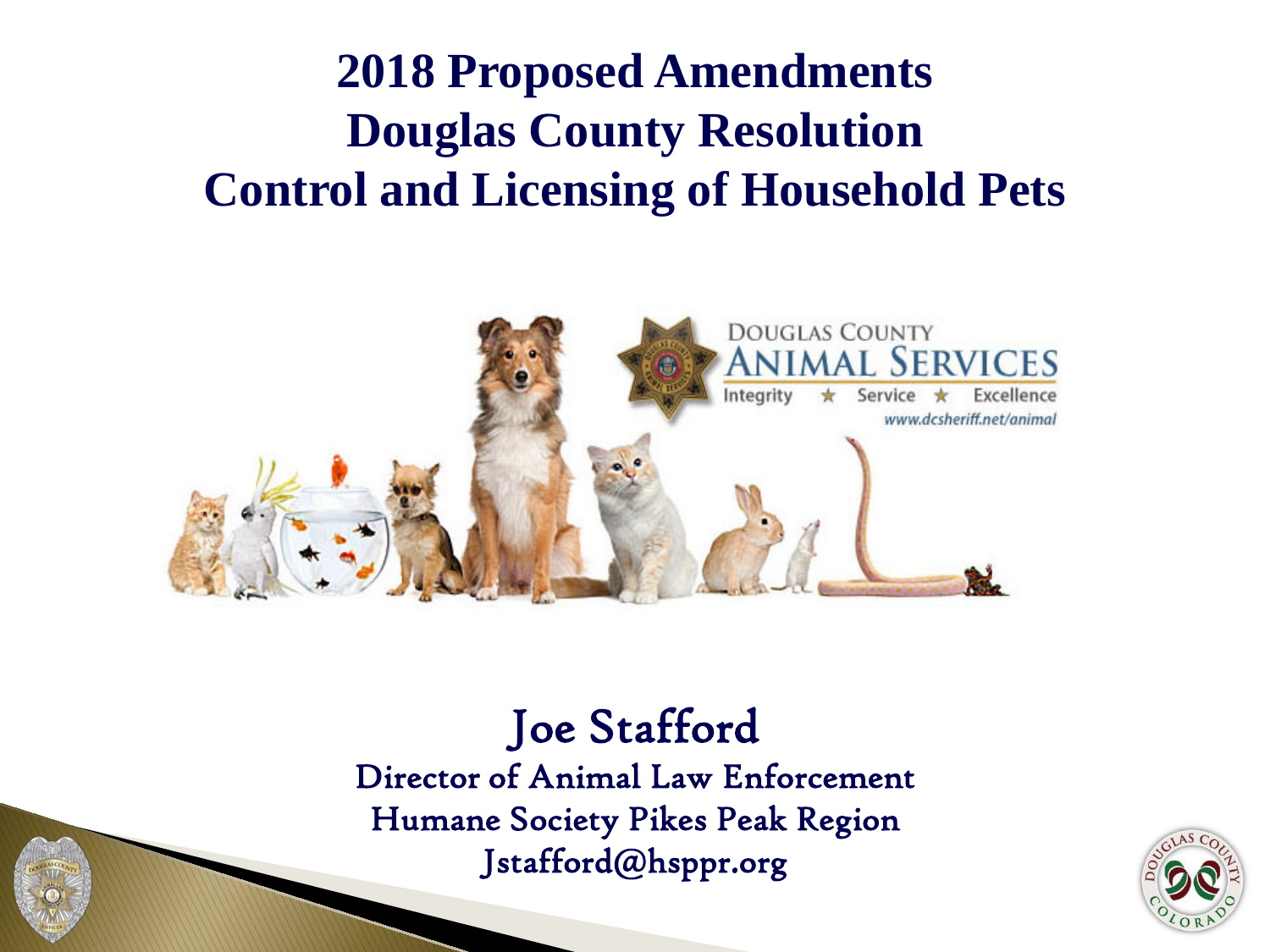# 2018 Proposed Amendments
# Douglas County Resolution
# Control and Licensing of Household Pets

Joe Stafford

Director of Animal Law Enforcement

Humane Society Pikes Peak Region

Jstafford@hsppr.org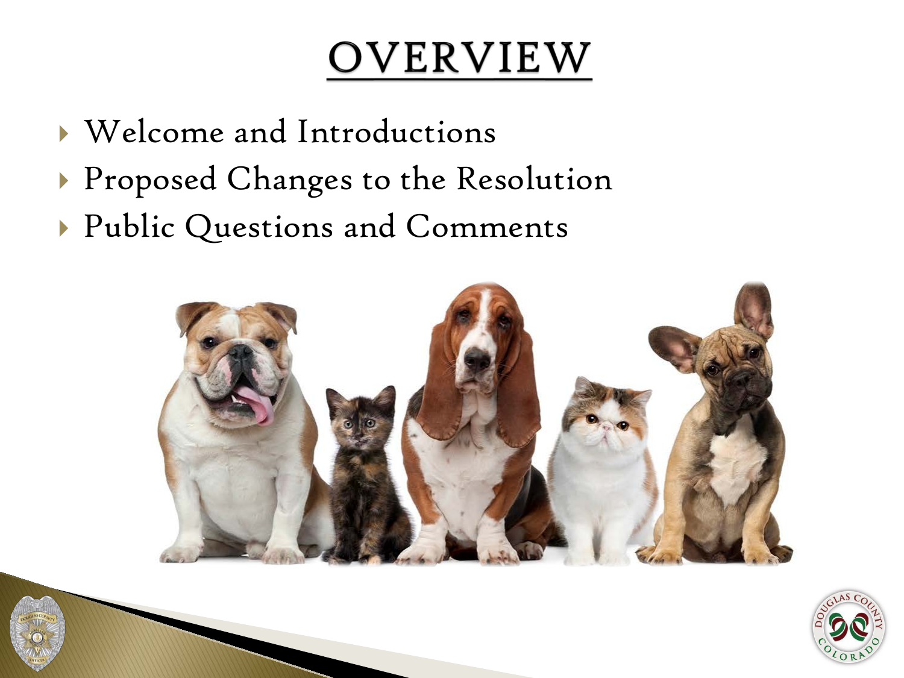# OVERVIEW

- Welcome and Introductions
- Proposed Changes to the Resolution
- Public Questions and Comments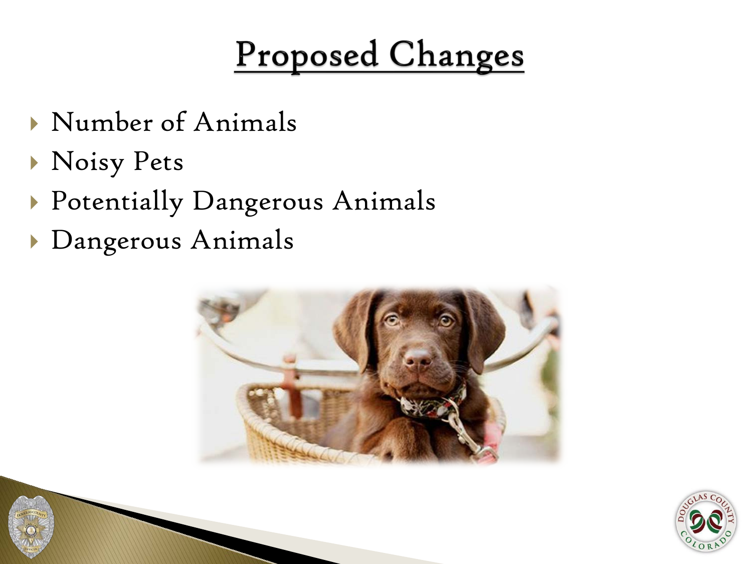# Proposed Changes

- Number of Animals
- Noisy Pets
- Potentially Dangerous Animals
- Dangerous Animals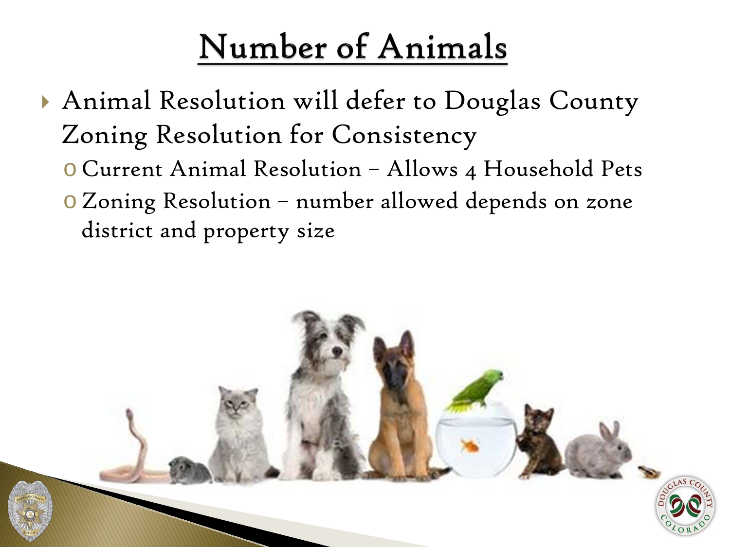# Number of Animals

- Animal Resolution will defer to Douglas County Zoning Resolution for Consistency
  - Current Animal Resolution – Allows 4 Household Pets
  - Zoning Resolution – number allowed depends on zone district and property size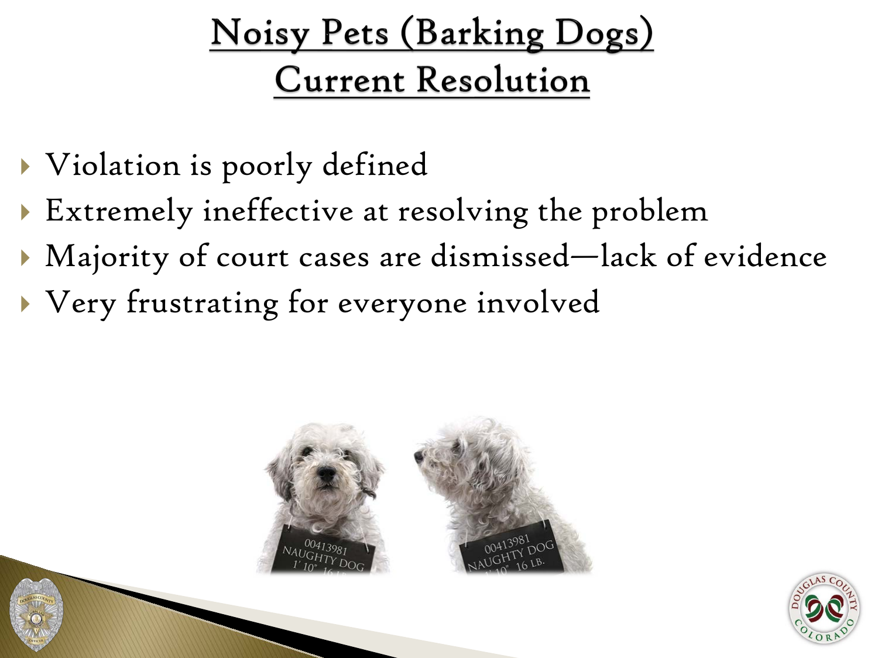# Noisy Pets (Barking Dogs)
# Current Resolution

- Violation is poorly defined
- Extremely ineffective at resolving the problem
- Majority of court cases are dismissed—lack of evidence
- Very frustrating for everyone involved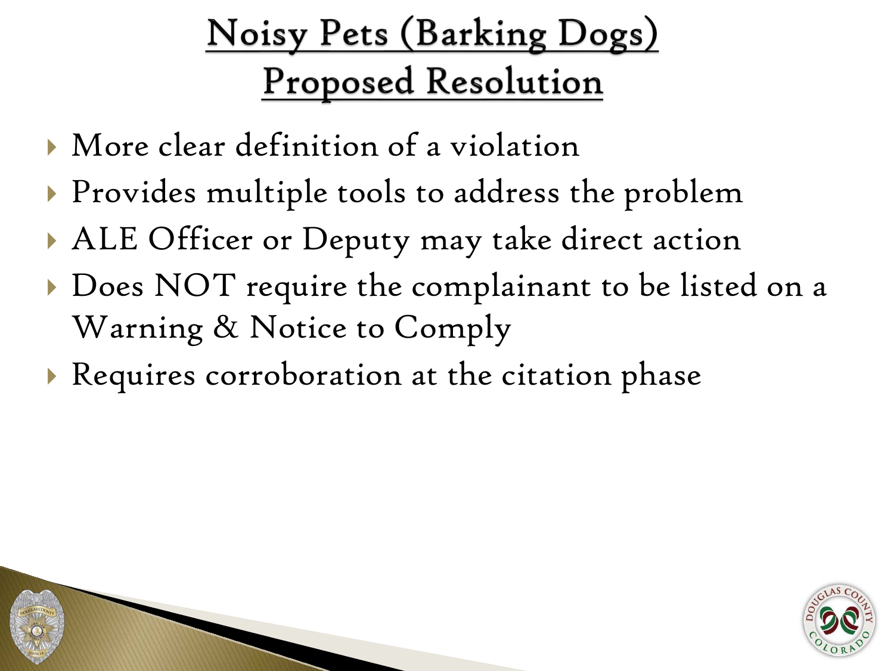# Noisy Pets (Barking Dogs)
# Proposed Resolution

- More clear definition of a violation
- Provides multiple tools to address the problem
- ALE Officer or Deputy may take direct action
- Does NOT require the complainant to be listed on a Warning & Notice to Comply
- Requires corroboration at the citation phase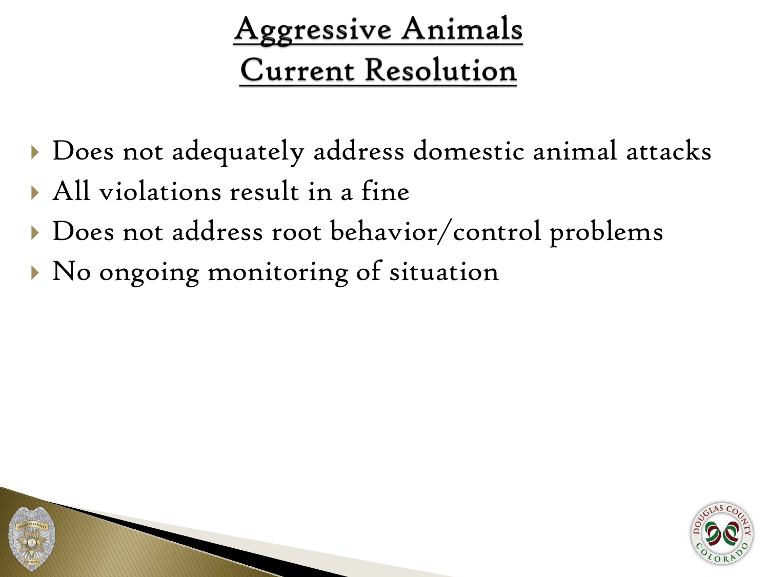# Aggressive Animals
# Current Resolution

- Does not adequately address domestic animal attacks
- All violations result in a fine
- Does not address root behavior/control problems
- No ongoing monitoring of situation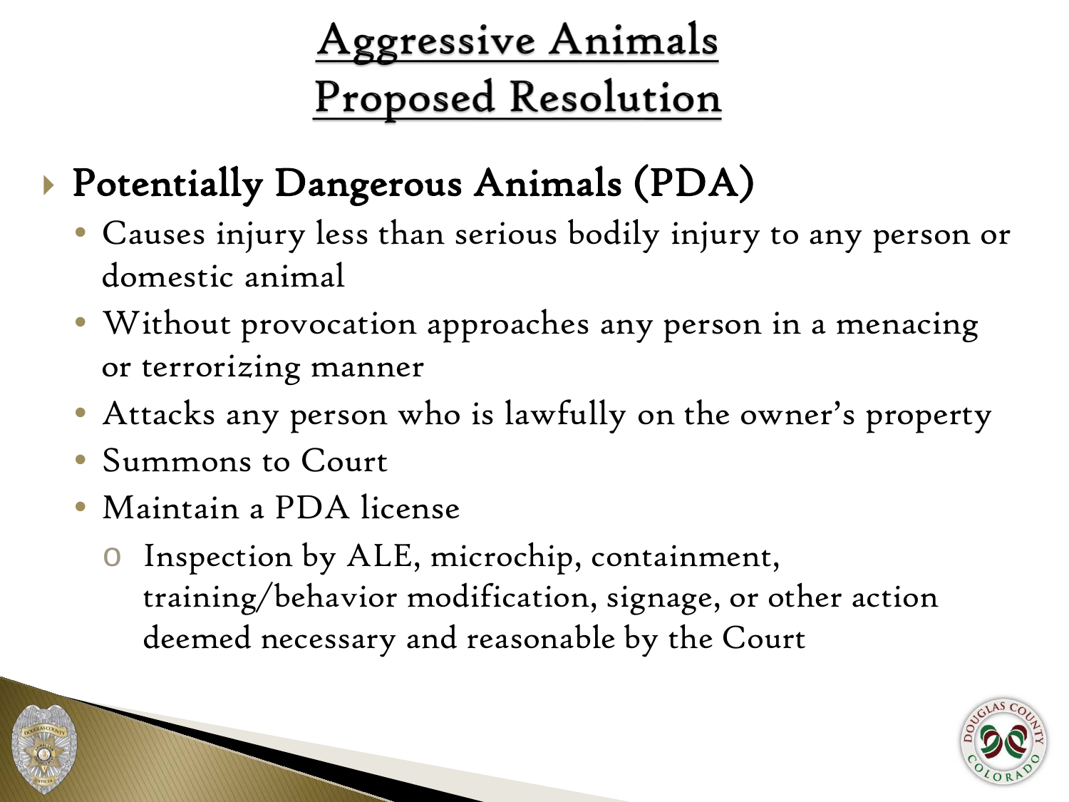# Aggressive Animals
# Proposed Resolution

- **Potentially Dangerous Animals (PDA)**
  - Causes injury less than serious bodily injury to any person or domestic animal
  - Without provocation approaches any person in a menacing or terrorizing manner
  - Attacks any person who is lawfully on the owner's property
  - Summons to Court
  - Maintain a PDA license
    - Inspection by ALE, microchip, containment, training/behavior modification, signage, or other action deemed necessary and reasonable by the Court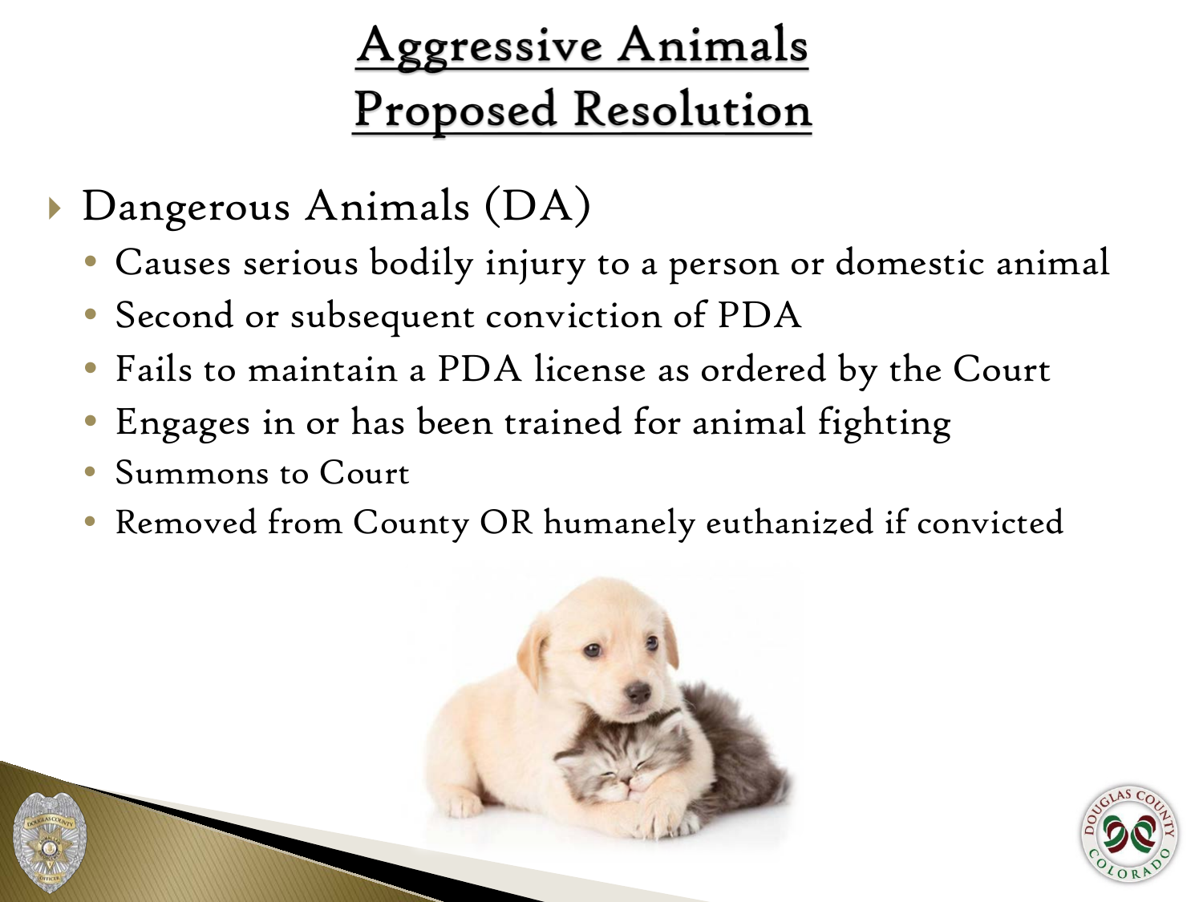# Aggressive Animals
# Proposed Resolution

- Dangerous Animals (DA)
  - Causes serious bodily injury to a person or domestic animal
  - Second or subsequent conviction of PDA
  - Fails to maintain a PDA license as ordered by the Court
  - Engages in or has been trained for animal fighting
  - Summons to Court
  - Removed from County OR humanely euthanized if convicted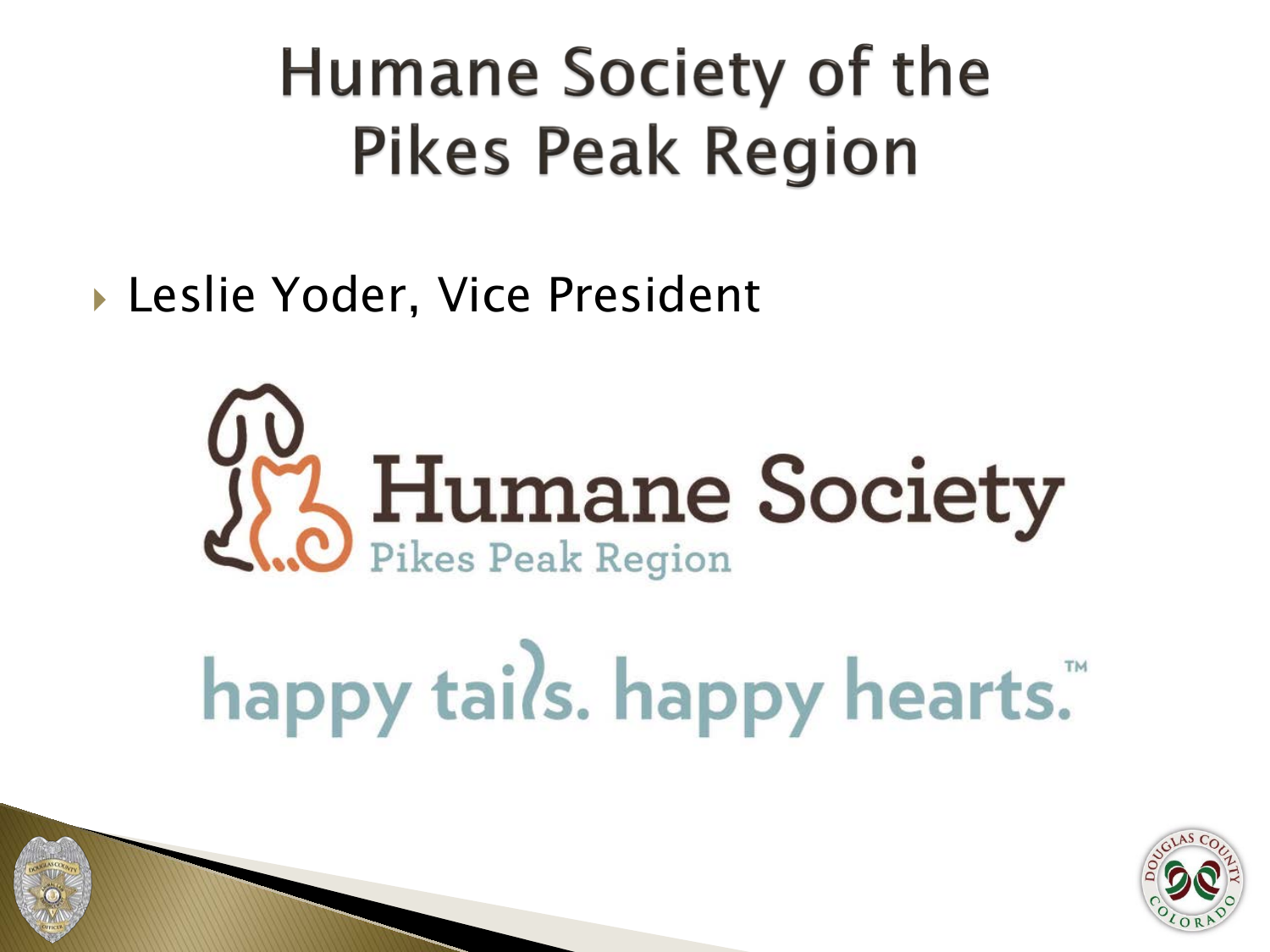# Humane Society of the Pikes Peak Region

- Leslie Yoder, Vice President

Humane Society
Pikes Peak Region

happy tails. happy hearts.™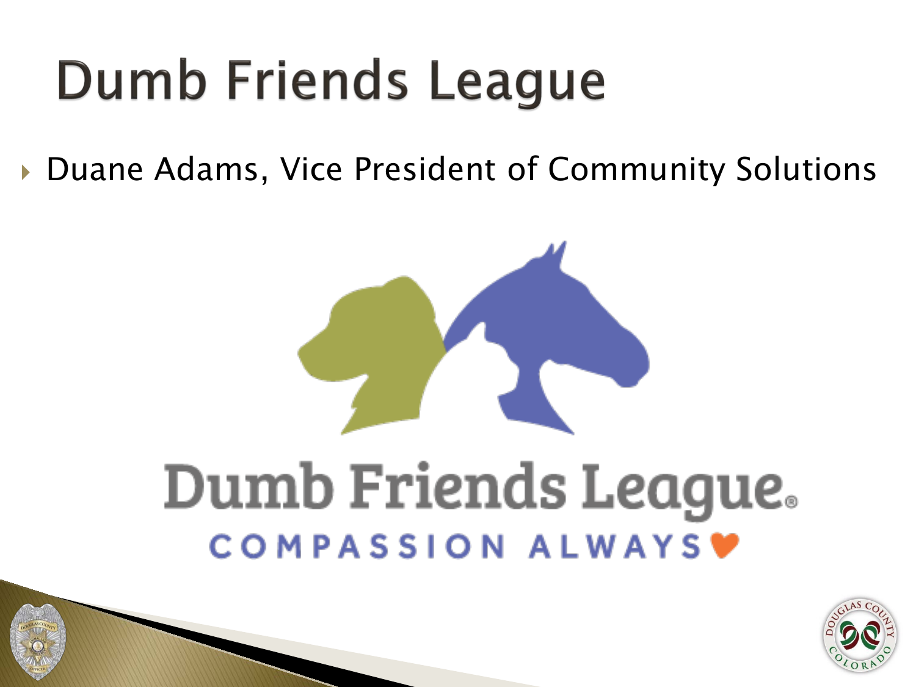# Dumb Friends League

- Duane Adams, Vice President of Community Solutions

Dumb Friends League®
COMPASSION ALWAYS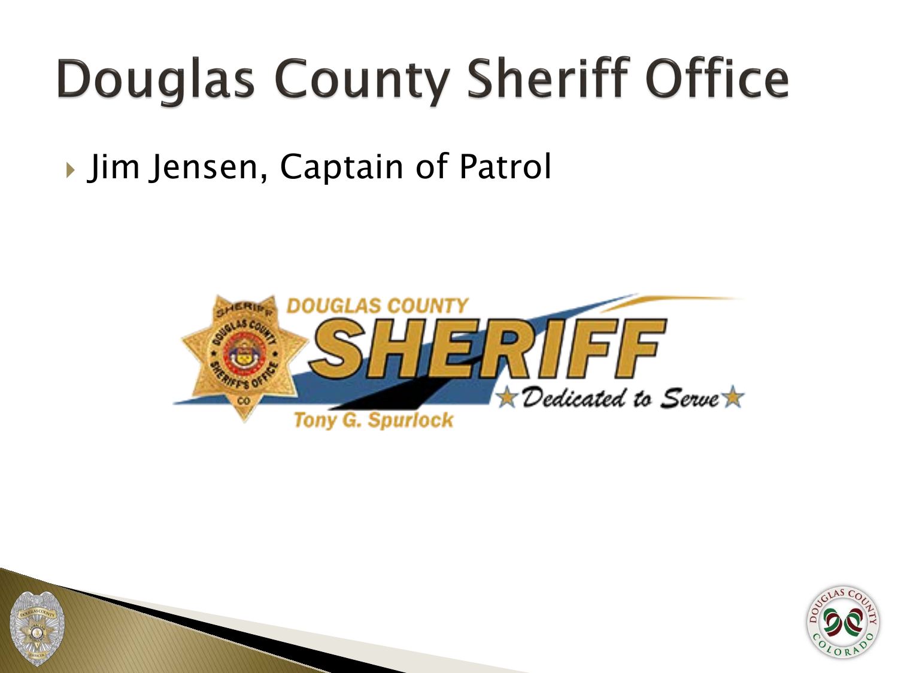# Douglas County Sheriff Office

- Jim Jensen, Captain of Patrol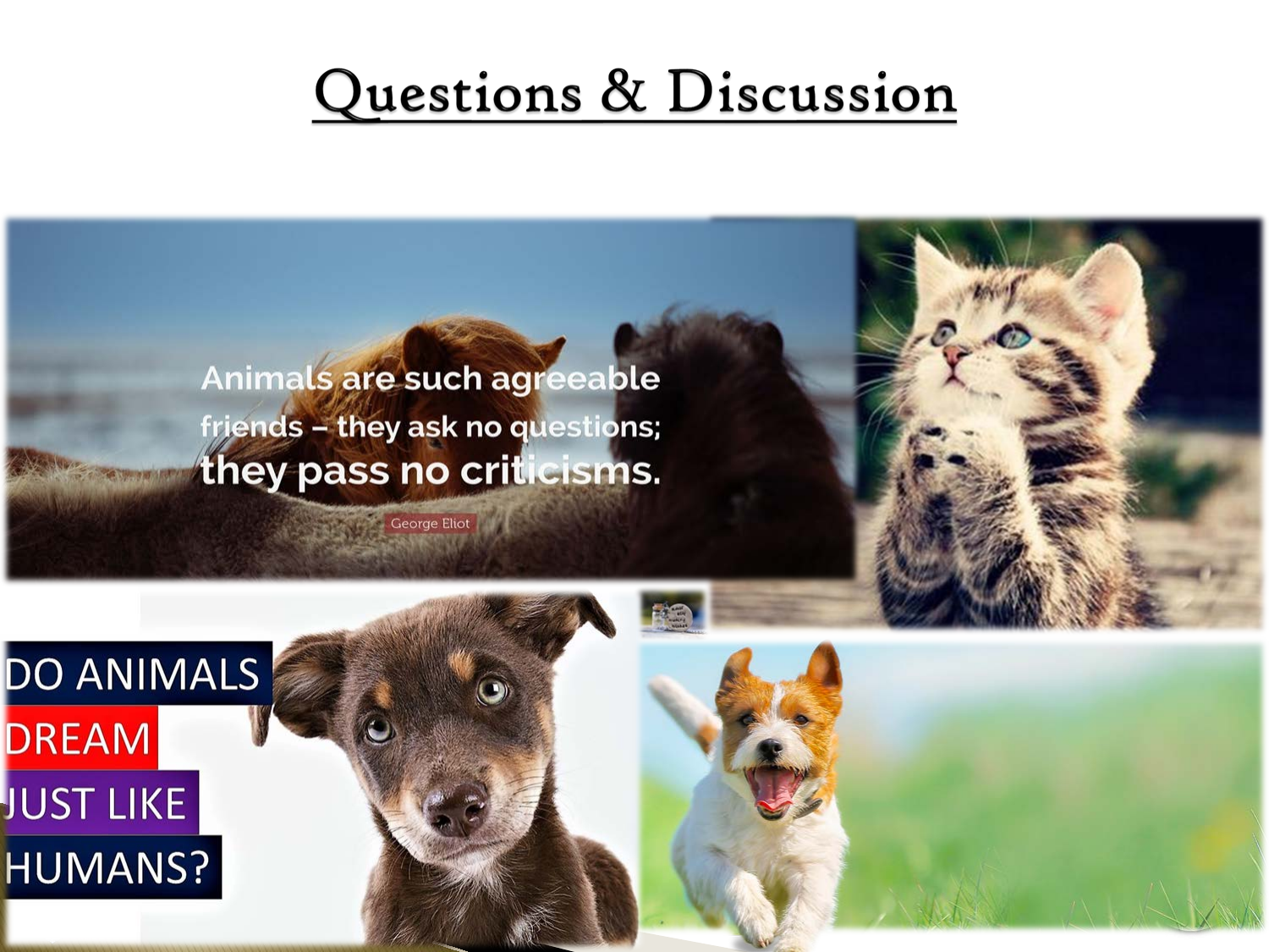# Questions & Discussion

Animals are such agreeable friends – they ask no questions; they pass no criticisms.

George Eliot

DO ANIMALS DREAM JUST LIKE HUMANS?